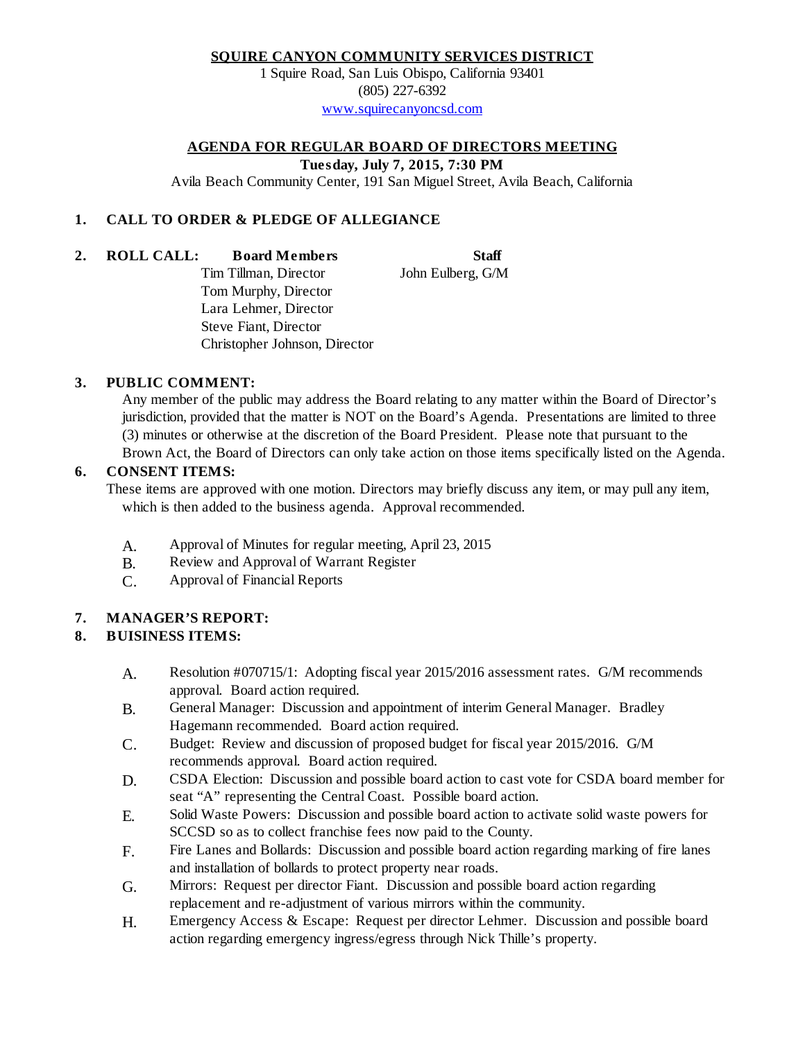**SQUIRE CANYON COMMUNITY SERVICES DISTRICT**

1 Squire Road, San Luis Obispo, California 93401
(805) 227-6392
www.squirecanyoncsd.com

## AGENDA FOR REGULAR BOARD OF DIRECTORS MEETING

**Tuesday, July 7, 2015, 7:30 PM**

Avila Beach Community Center, 191 San Miguel Street, Avila Beach, California

### 1. CALL TO ORDER & PLEDGE OF ALLEGIANCE

### 2. ROLL CALL:

| Board Members | Staff |
|---|---|
| Tim Tillman, Director | John Eulberg, G/M |
| Tom Murphy, Director | |
| Lara Lehmer, Director | |
| Steve Fiant, Director | |
| Christopher Johnson, Director | |

### 3. PUBLIC COMMENT:

Any member of the public may address the Board relating to any matter within the Board of Director's jurisdiction, provided that the matter is NOT on the Board's Agenda. Presentations are limited to three (3) minutes or otherwise at the discretion of the Board President. Please note that pursuant to the Brown Act, the Board of Directors can only take action on those items specifically listed on the Agenda.

### 6. CONSENT ITEMS:

These items are approved with one motion. Directors may briefly discuss any item, or may pull any item, which is then added to the business agenda. Approval recommended.

A. Approval of Minutes for regular meeting, April 23, 2015
B. Review and Approval of Warrant Register
C. Approval of Financial Reports

### 7. MANAGER'S REPORT:

### 8. BUISINESS ITEMS:

A. Resolution #070715/1: Adopting fiscal year 2015/2016 assessment rates. G/M recommends approval. Board action required.
B. General Manager: Discussion and appointment of interim General Manager. Bradley Hagemann recommended. Board action required.
C. Budget: Review and discussion of proposed budget for fiscal year 2015/2016. G/M recommends approval. Board action required.
D. CSDA Election: Discussion and possible board action to cast vote for CSDA board member for seat "A" representing the Central Coast. Possible board action.
E. Solid Waste Powers: Discussion and possible board action to activate solid waste powers for SCCSD so as to collect franchise fees now paid to the County.
F. Fire Lanes and Bollards: Discussion and possible board action regarding marking of fire lanes and installation of bollards to protect property near roads.
G. Mirrors: Request per director Fiant. Discussion and possible board action regarding replacement and re-adjustment of various mirrors within the community.
H. Emergency Access & Escape: Request per director Lehmer. Discussion and possible board action regarding emergency ingress/egress through Nick Thille's property.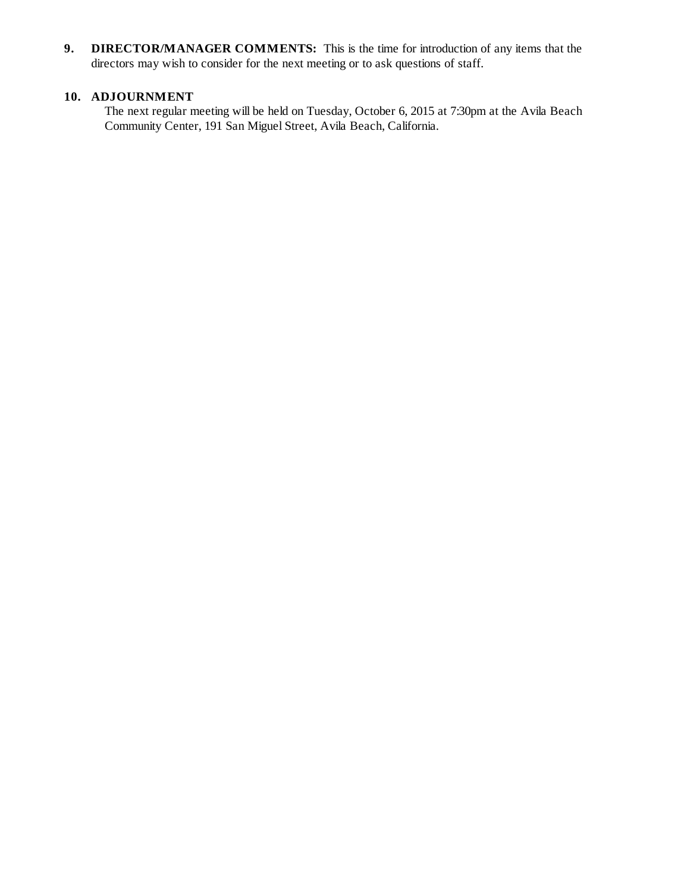9. **DIRECTOR/MANAGER COMMENTS:** This is the time for introduction of any items that the directors may wish to consider for the next meeting or to ask questions of staff.

10. **ADJOURNMENT**

    The next regular meeting will be held on Tuesday, October 6, 2015 at 7:30pm at the Avila Beach Community Center, 191 San Miguel Street, Avila Beach, California.